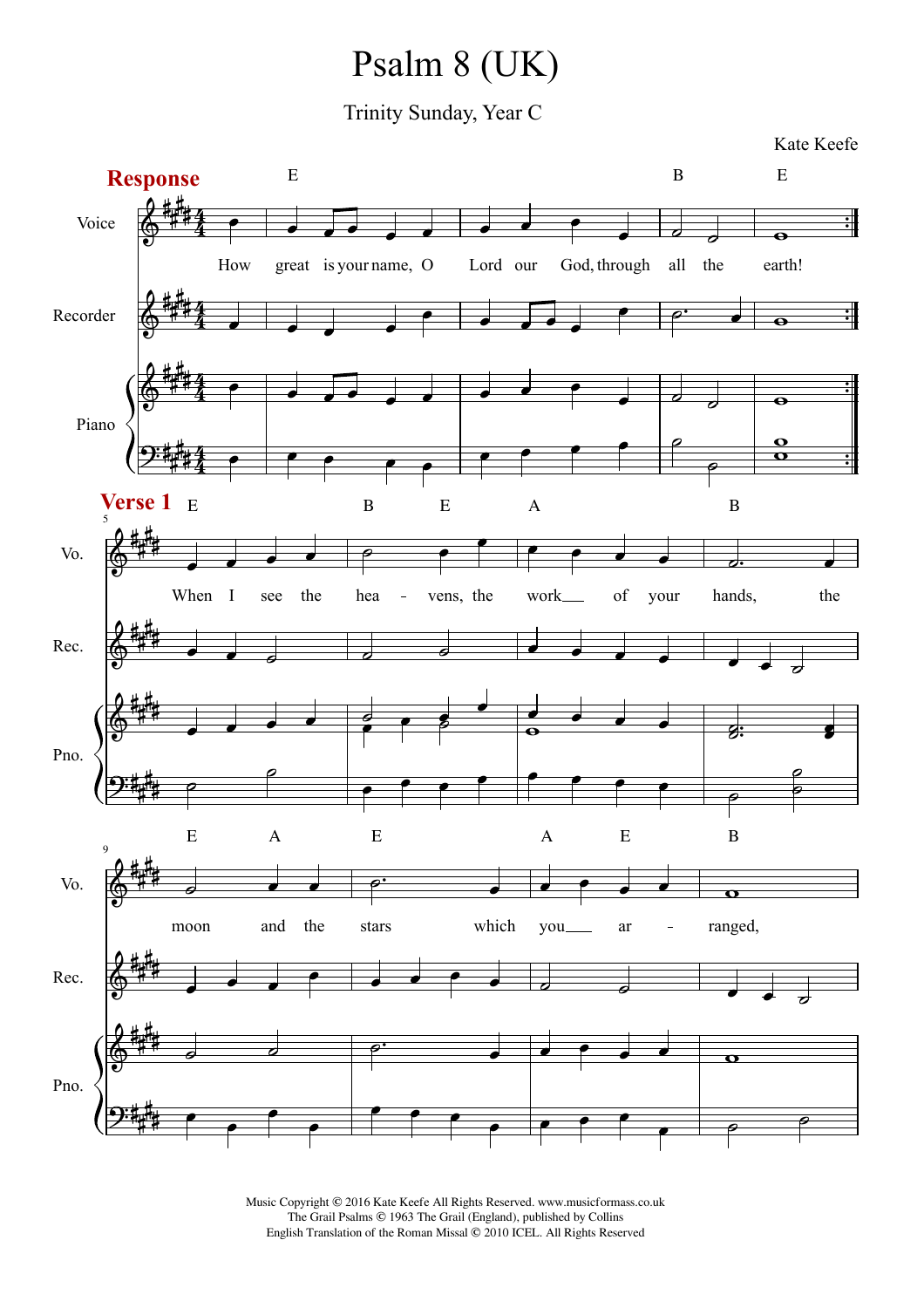# Psalm 8 (UK)

Trinity Sunday, Year C

Kate Keefe

**Response**

How great is your name, O Lord our God, through all the earth!

**Verse 1**

When I see the hea - vens, the work of your hands, the moon and the stars which you ar - ranged,

Music Copyright © 2016 Kate Keefe All Rights Reserved. www.musicformass.co.uk
The Grail Psalms © 1963 The Grail (England), published by Collins
English Translation of the Roman Missal © 2010 ICEL. All Rights Reserved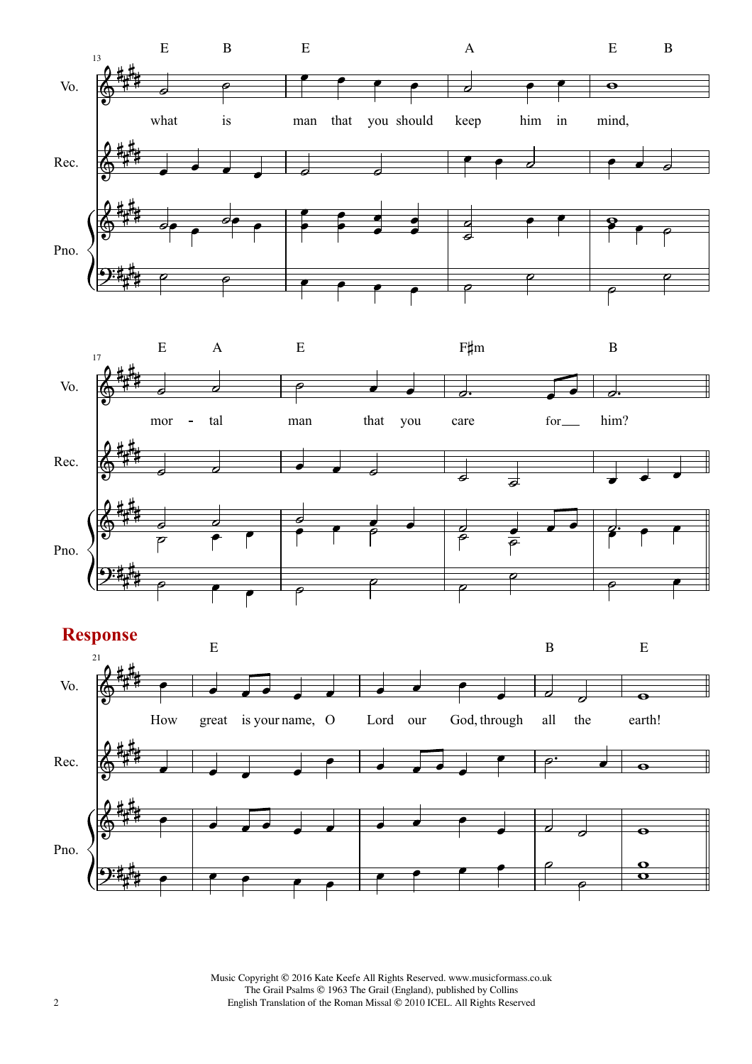## Response

Music Copyright © 2016 Kate Keefe All Rights Reserved. www.musicformass.co.uk
The Grail Psalms © 1963 The Grail (England), published by Collins
English Translation of the Roman Missal © 2010 ICEL. All Rights Reserved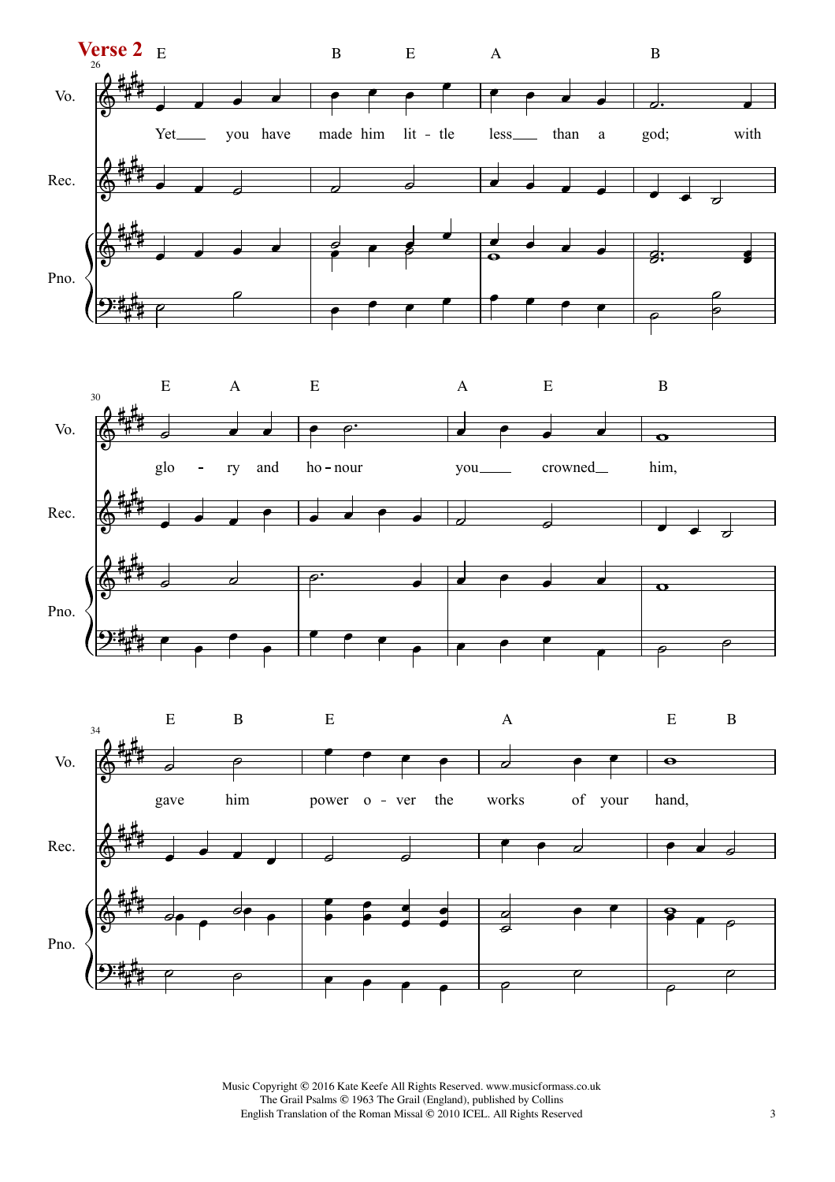**Verse 2**

Yet you have made him little less than a god; with glory and honour you crowned him, gave him power over the works of your hand,

Music Copyright © 2016 Kate Keefe All Rights Reserved. www.musicformass.co.uk
The Grail Psalms © 1963 The Grail (England), published by Collins
English Translation of the Roman Missal © 2010 ICEL. All Rights Reserved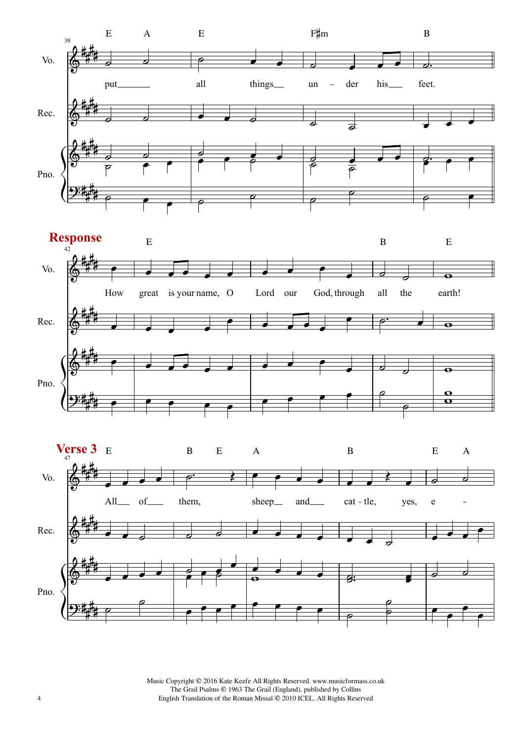**Response**

**Verse 3**

Music Copyright © 2016 Kate Keefe All Rights Reserved. www.musicformass.co.uk
The Grail Psalms © 1963 The Grail (England), published by Collins
English Translation of the Roman Missal © 2010 ICEL. All Rights Reserved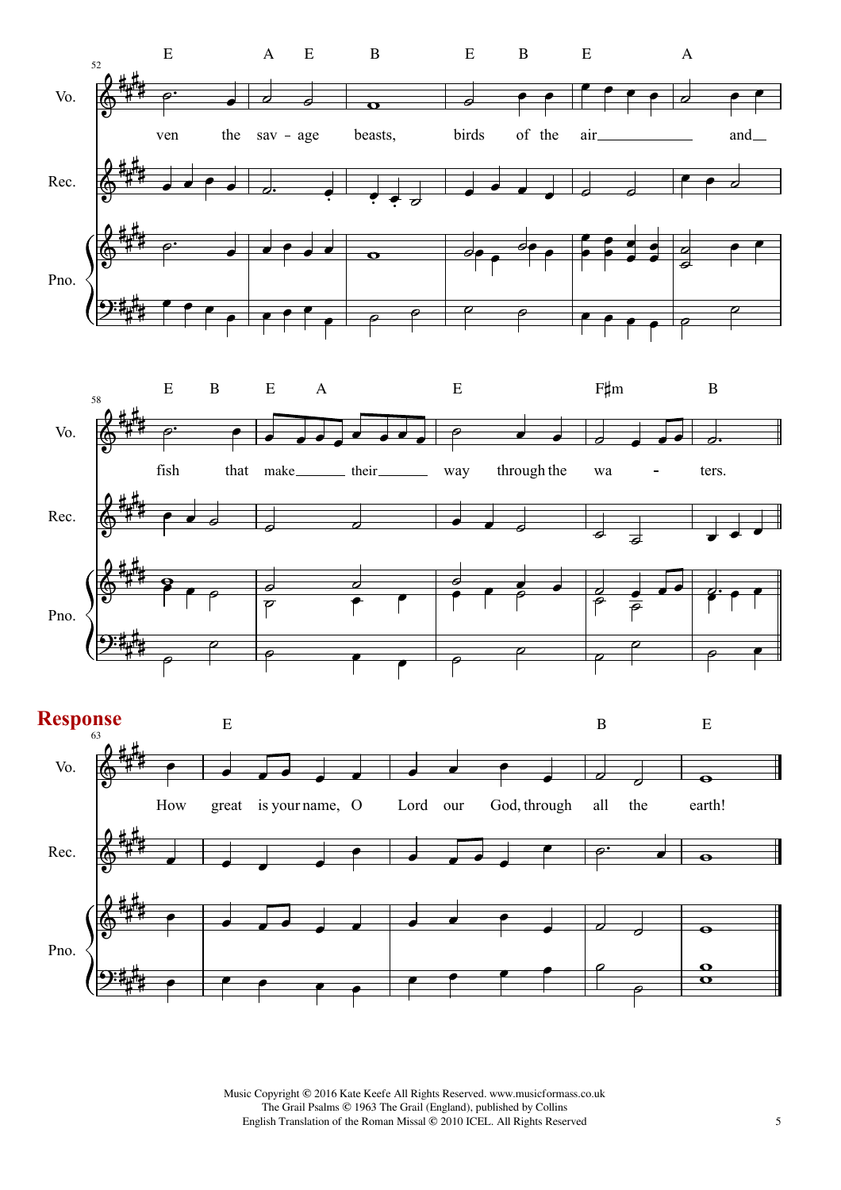**Response**

Music Copyright © 2016 Kate Keefe All Rights Reserved. www.musicformass.co.uk
The Grail Psalms © 1963 The Grail (England), published by Collins
English Translation of the Roman Missal © 2010 ICEL. All Rights Reserved